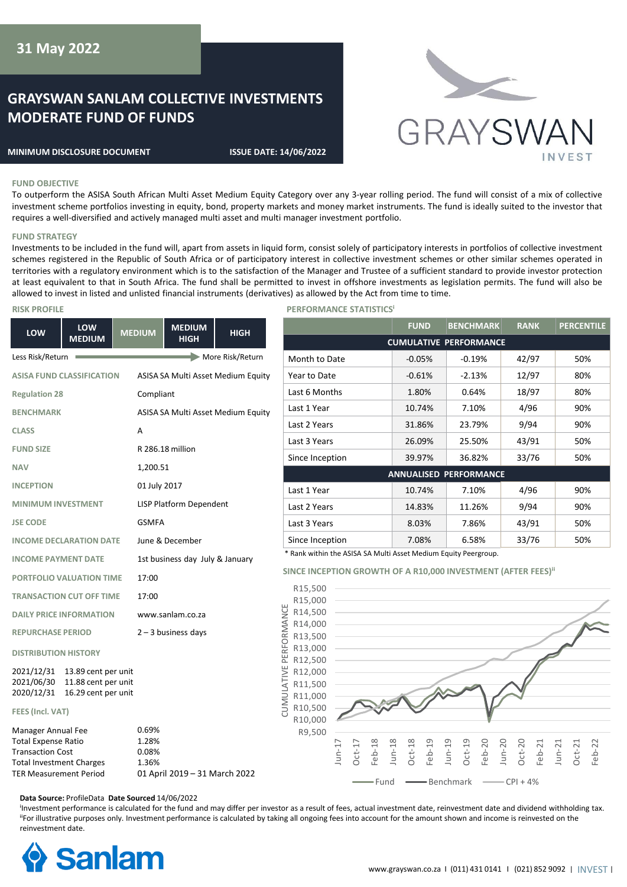31 May 2022

# GRAYSWAN SANLAM COLLECTIVE INVESTMENTS MODERATE FUND OF FUNDS

**MINIMUM DISCLOSURE DOCUMENT** **ISSUE DATE: 14/06/2022**

GRAYSWAN INVEST

## FUND OBJECTIVE

To outperform the ASISA South African Multi Asset Medium Equity Category over any 3-year rolling period. The fund will consist of a mix of collective investment scheme portfolios investing in equity, bond, property markets and money market instruments. The fund is ideally suited to the investor that requires a well-diversified and actively managed multi asset and multi manager investment portfolio.

## FUND STRATEGY

Investments to be included in the fund will, apart from assets in liquid form, consist solely of participatory interests in portfolios of collective investment schemes registered in the Republic of South Africa or of participatory interest in collective investment schemes or other similar schemes operated in territories with a regulatory environment which is to the satisfaction of the Manager and Trustee of a sufficient standard to provide investor protection at least equivalent to that in South Africa. The fund shall be permitted to invest in offshore investments as legislation permits. The fund will also be allowed to invest in listed and unlisted financial instruments (derivatives) as allowed by the Act from time to time.

## RISK PROFILE

| LOW | LOW MEDIUM | MEDIUM | MEDIUM HIGH | HIGH |
|---|---|---|---|---|

Less Risk/Return → More Risk/Return

| | |
|---|---|
| ASISA FUND CLASSIFICATION | ASISA SA Multi Asset Medium Equity |
| Regulation 28 | Compliant |
| BENCHMARK | ASISA SA Multi Asset Medium Equity |
| CLASS | A |
| FUND SIZE | R 286.18 million |
| NAV | 1,200.51 |
| INCEPTION | 01 July 2017 |
| MINIMUM INVESTMENT | LISP Platform Dependent |
| JSE CODE | GSMFA |
| INCOME DECLARATION DATE | June & December |
| INCOME PAYMENT DATE | 1st business day July & January |
| PORTFOLIO VALUATION TIME | 17:00 |
| TRANSACTION CUT OFF TIME | 17:00 |
| DAILY PRICE INFORMATION | www.sanlam.co.za |
| REPURCHASE PERIOD | 2 – 3 business days |

## DISTRIBUTION HISTORY

| | |
|---|---|
| 2021/12/31 | 13.89 cent per unit |
| 2021/06/30 | 11.88 cent per unit |
| 2020/12/31 | 16.29 cent per unit |

## FEES (Incl. VAT)

| | |
|---|---|
| Manager Annual Fee | 0.69% |
| Total Expense Ratio | 1.28% |
| Transaction Cost | 0.08% |
| Total Investment Charges | 1.36% |
| TER Measurement Period | 01 April 2019 – 31 March 2022 |

## PERFORMANCE STATISTICS[i]

| | FUND | BENCHMARK | RANK | PERCENTILE |
|---|---|---|---|---|
| **CUMULATIVE PERFORMANCE** | | | | |
| Month to Date | -0.05% | -0.19% | 42/97 | 50% |
| Year to Date | -0.61% | -2.13% | 12/97 | 80% |
| Last 6 Months | 1.80% | 0.64% | 18/97 | 80% |
| Last 1 Year | 10.74% | 7.10% | 4/96 | 90% |
| Last 2 Years | 31.86% | 23.79% | 9/94 | 90% |
| Last 3 Years | 26.09% | 25.50% | 43/91 | 50% |
| Since Inception | 39.97% | 36.82% | 33/76 | 50% |
| **ANNUALISED PERFORMANCE** | | | | |
| Last 1 Year | 10.74% | 7.10% | 4/96 | 90% |
| Last 2 Years | 14.83% | 11.26% | 9/94 | 90% |
| Last 3 Years | 8.03% | 7.86% | 43/91 | 50% |
| Since Inception | 7.08% | 6.58% | 33/76 | 50% |

\* Rank within the ASISA SA Multi Asset Medium Equity Peergroup.

## SINCE INCEPTION GROWTH OF A R10,000 INVESTMENT (AFTER FEES)[ii]

(Chart: Cumulative performance from Jun-17 to Feb-22, R9,500 – R15,500; series: Fund, Benchmark, CPI + 4%)

**Data Source:** ProfileData **Date Sourced** 14/06/2022

[i]Investment performance is calculated for the fund and may differ per investor as a result of fees, actual investment date, reinvestment date and dividend withholding tax.
[ii]For illustrative purposes only. Investment performance is calculated by taking all ongoing fees into account for the amount shown and income is reinvested on the reinvestment date.

Sanlam

www.grayswan.co.za | (011) 431 0141 | (021) 852 9092 | INVEST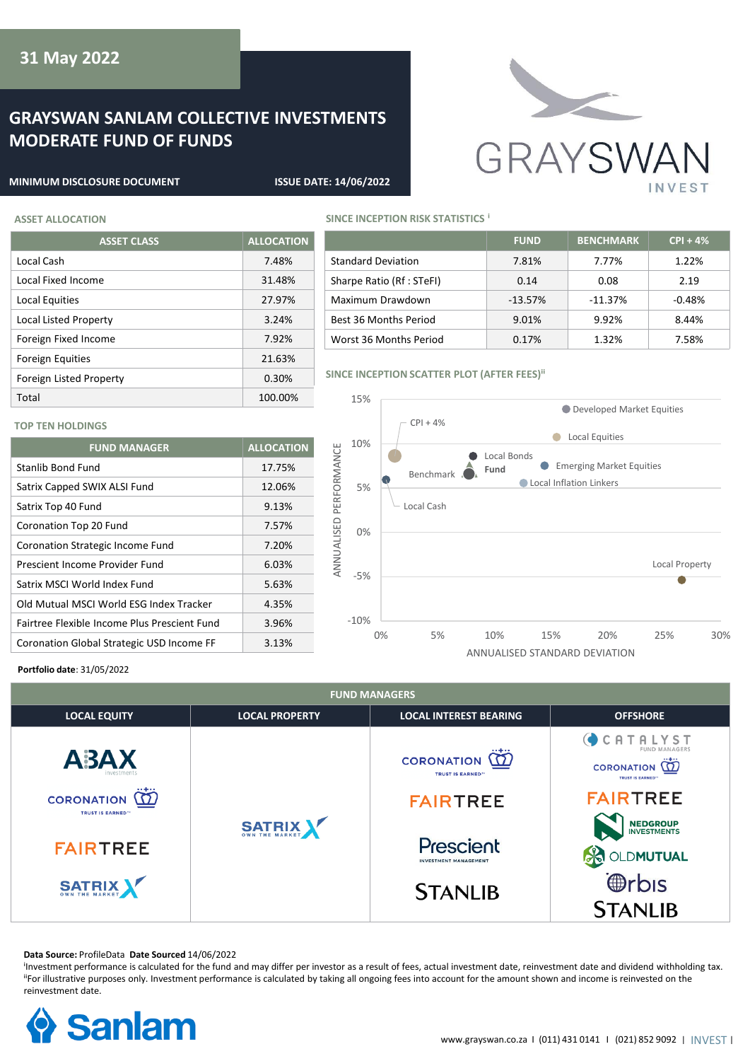31 May 2022

# GRAYSWAN SANLAM COLLECTIVE INVESTMENTS MODERATE FUND OF FUNDS

**MINIMUM DISCLOSURE DOCUMENT** **ISSUE DATE: 14/06/2022**

## ASSET ALLOCATION

| ASSET CLASS | ALLOCATION |
|---|---|
| Local Cash | 7.48% |
| Local Fixed Income | 31.48% |
| Local Equities | 27.97% |
| Local Listed Property | 3.24% |
| Foreign Fixed Income | 7.92% |
| Foreign Equities | 21.63% |
| Foreign Listed Property | 0.30% |
| Total | 100.00% |

## TOP TEN HOLDINGS

| FUND MANAGER | ALLOCATION |
|---|---|
| Stanlib Bond Fund | 17.75% |
| Satrix Capped SWIX ALSI Fund | 12.06% |
| Satrix Top 40 Fund | 9.13% |
| Coronation Top 20 Fund | 7.57% |
| Coronation Strategic Income Fund | 7.20% |
| Prescient Income Provider Fund | 6.03% |
| Satrix MSCI World Index Fund | 5.63% |
| Old Mutual MSCI World ESG Index Tracker | 4.35% |
| Fairtree Flexible Income Plus Prescient Fund | 3.96% |
| Coronation Global Strategic USD Income FF | 3.13% |

**Portfolio date**: 31/05/2022

## SINCE INCEPTION RISK STATISTICS [i]

| | FUND | BENCHMARK | CPI + 4% |
|---|---|---|---|
| Standard Deviation | 7.81% | 7.77% | 1.22% |
| Sharpe Ratio (Rf : STeFI) | 0.14 | 0.08 | 2.19 |
| Maximum Drawdown | -13.57% | -11.37% | -0.48% |
| Best 36 Months Period | 9.01% | 9.92% | 8.44% |
| Worst 36 Months Period | 0.17% | 1.32% | 7.58% |

## SINCE INCEPTION SCATTER PLOT (AFTER FEES)[ii]

## FUND MANAGERS

| LOCAL EQUITY | LOCAL PROPERTY | LOCAL INTEREST BEARING | OFFSHORE |
|---|---|---|---|
| ABAX Investments | SATRIX | CORONATION | CATALYST FUND MANAGERS |
| CORONATION | | FAIRTREE | CORONATION |
| FAIRTREE | | Prescient Investment Management | FAIRTREE |
| SATRIX | | STANLIB | NEDGROUP INVESTMENTS |
| | | | OLDMUTUAL |
| | | | Orbis |
| | | | STANLIB |

**Data Source:** ProfileData **Date Sourced** 14/06/2022

[i]Investment performance is calculated for the fund and may differ per investor as a result of fees, actual investment date, reinvestment date and dividend withholding tax.
[ii]For illustrative purposes only. Investment performance is calculated by taking all ongoing fees into account for the amount shown and income is reinvested on the reinvestment date.

www.grayswan.co.za I (011) 431 0141 I (021) 852 9092 | INVEST |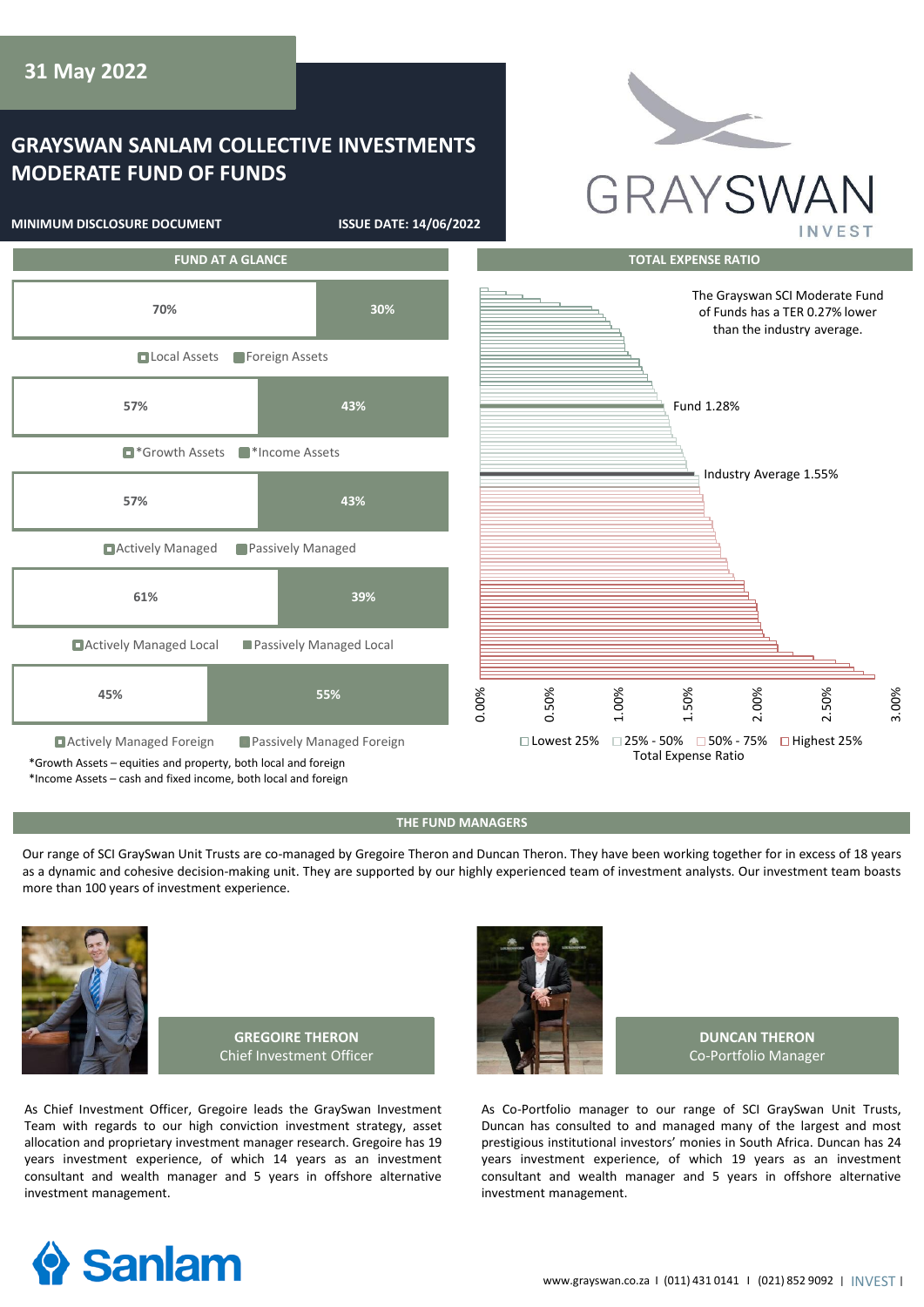31 May 2022

# GRAYSWAN SANLAM COLLECTIVE INVESTMENTS MODERATE FUND OF FUNDS

**MINIMUM DISCLOSURE DOCUMENT** **ISSUE DATE: 14/06/2022**

## FUND AT A GLANCE

| Category | Share | Category | Share |
|---|---|---|---|
| Local Assets | 70% | Foreign Assets | 30% |
| *Growth Assets | 57% | *Income Assets | 43% |
| Actively Managed | 57% | Passively Managed | 43% |
| Actively Managed Local | 61% | Passively Managed Local | 39% |
| Actively Managed Foreign | 45% | Passively Managed Foreign | 55% |

*Growth Assets – equities and property, both local and foreign
*Income Assets – cash and fixed income, both local and foreign

## TOTAL EXPENSE RATIO

The Grayswan SCI Moderate Fund of Funds has a TER 0.27% lower than the industry average.

Fund 1.28%

Industry Average 1.55%

0.00% 0.50% 1.00% 1.50% 2.00% 2.50% 3.00%

Lowest 25% | 25% - 50% | 50% - 75% | Highest 25%

Total Expense Ratio

## THE FUND MANAGERS

Our range of SCI GraySwan Unit Trusts are co-managed by Gregoire Theron and Duncan Theron. They have been working together for in excess of 18 years as a dynamic and cohesive decision-making unit. They are supported by our highly experienced team of investment analysts. Our investment team boasts more than 100 years of investment experience.

### GREGOIRE THERON
Chief Investment Officer

As Chief Investment Officer, Gregoire leads the GraySwan Investment Team with regards to our high conviction investment strategy, asset allocation and proprietary investment manager research. Gregoire has 19 years investment experience, of which 14 years as an investment consultant and wealth manager and 5 years in offshore alternative investment management.

### DUNCAN THERON
Co-Portfolio Manager

As Co-Portfolio manager to our range of SCI GraySwan Unit Trusts, Duncan has consulted to and managed many of the largest and most prestigious institutional investors' monies in South Africa. Duncan has 24 years investment experience, of which 19 years as an investment consultant and wealth manager and 5 years in offshore alternative investment management.

www.grayswan.co.za I (011) 431 0141 I (021) 852 9092 I INVEST I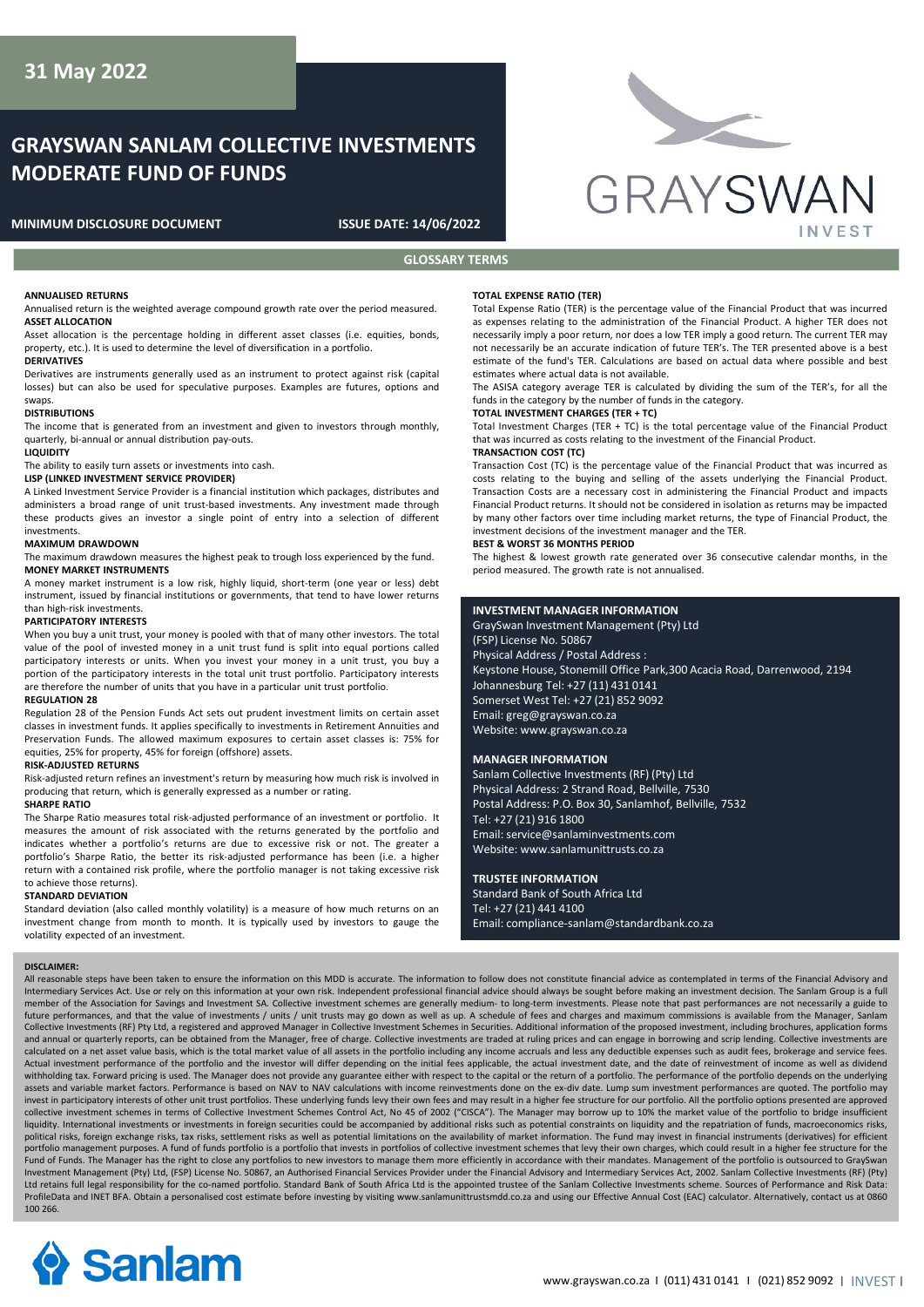## 31 May 2022

# GRAYSWAN SANLAM COLLECTIVE INVESTMENTS MODERATE FUND OF FUNDS

**MINIMUM DISCLOSURE DOCUMENT** **ISSUE DATE: 14/06/2022**

GRAYSWAN INVEST

## GLOSSARY TERMS

**ANNUALISED RETURNS**
Annualised return is the weighted average compound growth rate over the period measured.

**ASSET ALLOCATION**
Asset allocation is the percentage holding in different asset classes (i.e. equities, bonds, property, etc.). It is used to determine the level of diversification in a portfolio.

**DERIVATIVES**
Derivatives are instruments generally used as an instrument to protect against risk (capital losses) but can also be used for speculative purposes. Examples are futures, options and swaps.

**DISTRIBUTIONS**
The income that is generated from an investment and given to investors through monthly, quarterly, bi-annual or annual distribution pay-outs.

**LIQUIDITY**
The ability to easily turn assets or investments into cash.

**LISP (LINKED INVESTMENT SERVICE PROVIDER)**
A Linked Investment Service Provider is a financial institution which packages, distributes and administers a broad range of unit trust-based investments. Any investment made through these products gives an investor a single point of entry into a selection of different investments.

**MAXIMUM DRAWDOWN**
The maximum drawdown measures the highest peak to trough loss experienced by the fund.

**MONEY MARKET INSTRUMENTS**
A money market instrument is a low risk, highly liquid, short-term (one year or less) debt instrument, issued by financial institutions or governments, that tend to have lower returns than high-risk investments.

**PARTICIPATORY INTERESTS**
When you buy a unit trust, your money is pooled with that of many other investors. The total value of the pool of invested money in a unit trust fund is split into equal portions called participatory interests or units. When you invest your money in a unit trust, you buy a portion of the participatory interests in the total unit trust portfolio. Participatory interests are therefore the number of units that you have in a particular unit trust portfolio.

**REGULATION 28**
Regulation 28 of the Pension Funds Act sets out prudent investment limits on certain asset classes in investment funds. It applies specifically to investments in Retirement Annuities and Preservation Funds. The allowed maximum exposures to certain asset classes is: 75% for equities, 25% for property, 45% for foreign (offshore) assets.

**RISK-ADJUSTED RETURNS**
Risk-adjusted return refines an investment's return by measuring how much risk is involved in producing that return, which is generally expressed as a number or rating.

**SHARPE RATIO**
The Sharpe Ratio measures total risk-adjusted performance of an investment or portfolio. It measures the amount of risk associated with the returns generated by the portfolio and indicates whether a portfolio's returns are due to excessive risk or not. The greater a portfolio's Sharpe Ratio, the better its risk-adjusted performance has been (i.e. a higher return with a contained risk profile, where the portfolio manager is not taking excessive risk to achieve those returns).

**STANDARD DEVIATION**
Standard deviation (also called monthly volatility) is a measure of how much returns on an investment change from month to month. It is typically used by investors to gauge the volatility expected of an investment.

**TOTAL EXPENSE RATIO (TER)**
Total Expense Ratio (TER) is the percentage value of the Financial Product that was incurred as expenses relating to the administration of the Financial Product. A higher TER does not necessarily imply a poor return, nor does a low TER imply a good return. The current TER may not necessarily be an accurate indication of future TER's. The TER presented above is a best estimate of the fund's TER. Calculations are based on actual data where possible and best estimates where actual data is not available.
The ASISA category average TER is calculated by dividing the sum of the TER's, for all the funds in the category by the number of funds in the category.

**TOTAL INVESTMENT CHARGES (TER + TC)**
Total Investment Charges (TER + TC) is the total percentage value of the Financial Product that was incurred as costs relating to the investment of the Financial Product.

**TRANSACTION COST (TC)**
Transaction Cost (TC) is the percentage value of the Financial Product that was incurred as costs relating to the buying and selling of the assets underlying the Financial Product. Transaction Costs are a necessary cost in administering the Financial Product and impacts Financial Product returns. It should not be considered in isolation as returns may be impacted by many other factors over time including market returns, the type of Financial Product, the investment decisions of the investment manager and the TER.

**BEST & WORST 36 MONTHS PERIOD**
The highest & lowest growth rate generated over 36 consecutive calendar months, in the period measured. The growth rate is not annualised.

### INVESTMENT MANAGER INFORMATION

GraySwan Investment Management (Pty) Ltd
(FSP) License No. 50867
Physical Address / Postal Address :
Keystone House, Stonemill Office Park,300 Acacia Road, Darrenwood, 2194
Johannesburg Tel: +27 (11) 431 0141
Somerset West Tel: +27 (21) 852 9092
Email: greg@grayswan.co.za
Website: www.grayswan.co.za

### MANAGER INFORMATION

Sanlam Collective Investments (RF) (Pty) Ltd
Physical Address: 2 Strand Road, Bellville, 7530
Postal Address: P.O. Box 30, Sanlamhof, Bellville, 7532
Tel: +27 (21) 916 1800
Email: service@sanlaminvestments.com
Website: www.sanlamunittrusts.co.za

### TRUSTEE INFORMATION

Standard Bank of South Africa Ltd
Tel: +27 (21) 441 4100
Email: compliance-sanlam@standardbank.co.za

**DISCLAIMER:**
All reasonable steps have been taken to ensure the information on this MDD is accurate. The information to follow does not constitute financial advice as contemplated in terms of the Financial Advisory and Intermediary Services Act. Use or rely on this information at your own risk. Independent professional financial advice should always be sought before making an investment decision. The Sanlam Group is a full member of the Association for Savings and Investment SA. Collective investment schemes are generally medium- to long-term investments. Please note that past performances are not necessarily a guide to future performances, and that the value of investments / units / unit trusts may go down as well as up. A schedule of fees and charges and maximum commissions is available from the Manager, Sanlam Collective Investments (RF) Pty Ltd, a registered and approved Manager in Collective Investment Schemes in Securities. Additional information of the proposed investment, including brochures, application forms and annual or quarterly reports, can be obtained from the Manager, free of charge. Collective investments are traded at ruling prices and can engage in borrowing and scrip lending. Collective investments are calculated on a net asset value basis, which is the total market value of all assets in the portfolio including any income accruals and less any deductible expenses such as audit fees, brokerage and service fees. Actual investment performance of the portfolio and the investor will differ depending on the initial fees applicable, the actual investment date, and the date of reinvestment of income as well as dividend withholding tax. Forward pricing is used. The Manager does not provide any guarantee either with respect to the capital or the return of a portfolio. The performance of the portfolio depends on the underlying assets and variable market factors. Performance is based on NAV to NAV calculations with income reinvestments done on the ex-div date. Lump sum investment performances are quoted. The portfolio may invest in participatory interests of other unit trust portfolios. These underlying funds levy their own fees and may result in a higher fee structure for our portfolio. All the portfolio options presented are approved collective investment schemes in terms of Collective Investment Schemes Control Act, No 45 of 2002 ("CISCA"). The Manager may borrow up to 10% the market value of the portfolio to bridge insufficient liquidity. International investments or investments in foreign securities could be accompanied by additional risks such as potential constraints on liquidity and the repatriation of funds, macroeconomics risks, political risks, foreign exchange risks, tax risks, settlement risks as well as potential limitations on the availability of market information. The Fund may invest in financial instruments (derivatives) for efficient portfolio management purposes. A fund of funds portfolio is a portfolio that invests in portfolios of collective investment schemes that levy their own charges, which could result in a higher fee structure for the Fund of Funds. The Manager has the right to close any portfolios to new investors to manage them more efficiently in accordance with their mandates. Management of the portfolio is outsourced to GraySwan Investment Management (Pty) Ltd, (FSP) License No. 50867, an Authorised Financial Services Provider under the Financial Advisory and Intermediary Services Act, 2002. Sanlam Collective Investments (RF) (Pty) Ltd retains full legal responsibility for the co-named portfolio. Standard Bank of South Africa Ltd is the appointed trustee of the Sanlam Collective Investments scheme. Sources of Performance and Risk Data: ProfileData and INET BFA. Obtain a personalised cost estimate before investing by visiting www.sanlamunittrustsmdd.co.za and using our Effective Annual Cost (EAC) calculator. Alternatively, contact us at 0860 100 266.

Sanlam

www.grayswan.co.za I (011) 431 0141 I (021) 852 9092 | INVEST I